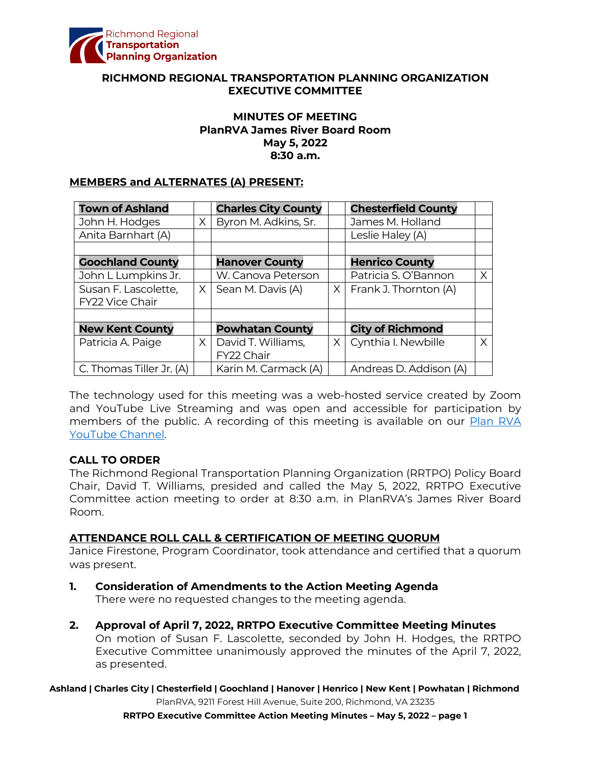Richmond Regional **Transportation Planning Organization**

# RICHMOND REGIONAL TRANSPORTATION PLANNING ORGANIZATION EXECUTIVE COMMITTEE

## MINUTES OF MEETING
**PlanRVA James River Board Room**
**May 5, 2022**
**8:30 a.m.**

### MEMBERS and ALTERNATES (A) PRESENT:

| **Town of Ashland** | | **Charles City County** | | **Chesterfield County** | |
|---|---|---|---|---|---|
| John H. Hodges | X | Byron M. Adkins, Sr. | | James M. Holland | |
| Anita Barnhart (A) | | | | Leslie Haley (A) | |
| | | | | | |
| **Goochland County** | | **Hanover County** | | **Henrico County** | |
| John L Lumpkins Jr. | | W. Canova Peterson | | Patricia S. O'Bannon | X |
| Susan F. Lascolette, FY22 Vice Chair | X | Sean M. Davis (A) | X | Frank J. Thornton (A) | |
| | | | | | |
| **New Kent County** | | **Powhatan County** | | **City of Richmond** | |
| Patricia A. Paige | X | David T. Williams, FY22 Chair | X | Cynthia I. Newbille | X |
| C. Thomas Tiller Jr. (A) | | Karin M. Carmack (A) | | Andreas D. Addison (A) | |

The technology used for this meeting was a web-hosted service created by Zoom and YouTube Live Streaming and was open and accessible for participation by members of the public. A recording of this meeting is available on our Plan RVA YouTube Channel.

### CALL TO ORDER

The Richmond Regional Transportation Planning Organization (RRTPO) Policy Board Chair, David T. Williams, presided and called the May 5, 2022, RRTPO Executive Committee action meeting to order at 8:30 a.m. in PlanRVA's James River Board Room.

### ATTENDANCE ROLL CALL & CERTIFICATION OF MEETING QUORUM

Janice Firestone, Program Coordinator, took attendance and certified that a quorum was present.

1. **Consideration of Amendments to the Action Meeting Agenda**
   There were no requested changes to the meeting agenda.

2. **Approval of April 7, 2022, RRTPO Executive Committee Meeting Minutes**
   On motion of Susan F. Lascolette, seconded by John H. Hodges, the RRTPO Executive Committee unanimously approved the minutes of the April 7, 2022, as presented.

**Ashland | Charles City | Chesterfield | Goochland | Hanover | Henrico | New Kent | Powhatan | Richmond**
PlanRVA, 9211 Forest Hill Avenue, Suite 200, Richmond, VA 23235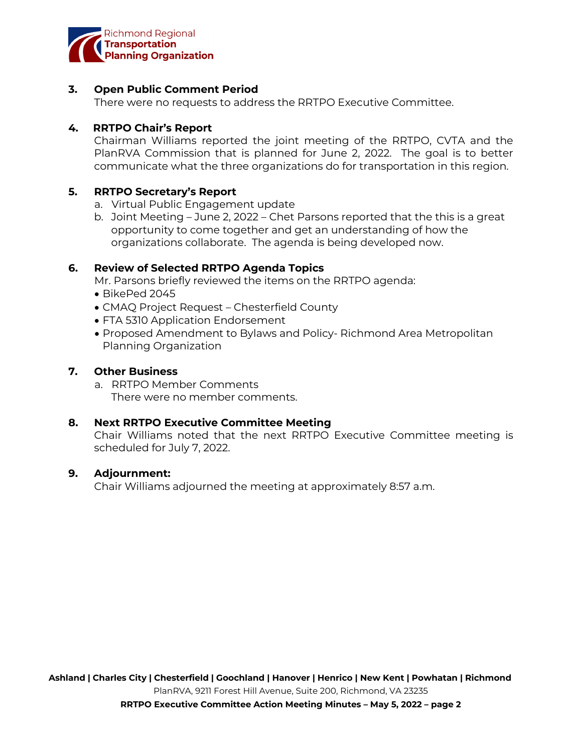### 3. Open Public Comment Period

There were no requests to address the RRTPO Executive Committee.

### 4. RRTPO Chair's Report

Chairman Williams reported the joint meeting of the RRTPO, CVTA and the PlanRVA Commission that is planned for June 2, 2022. The goal is to better communicate what the three organizations do for transportation in this region.

### 5. RRTPO Secretary's Report

a. Virtual Public Engagement update
b. Joint Meeting – June 2, 2022 – Chet Parsons reported that the this is a great opportunity to come together and get an understanding of how the organizations collaborate. The agenda is being developed now.

### 6. Review of Selected RRTPO Agenda Topics

Mr. Parsons briefly reviewed the items on the RRTPO agenda:

- BikePed 2045
- CMAQ Project Request – Chesterfield County
- FTA 5310 Application Endorsement
- Proposed Amendment to Bylaws and Policy- Richmond Area Metropolitan Planning Organization

### 7. Other Business

a. RRTPO Member Comments
   There were no member comments.

### 8. Next RRTPO Executive Committee Meeting

Chair Williams noted that the next RRTPO Executive Committee meeting is scheduled for July 7, 2022.

### 9. Adjournment:

Chair Williams adjourned the meeting at approximately 8:57 a.m.